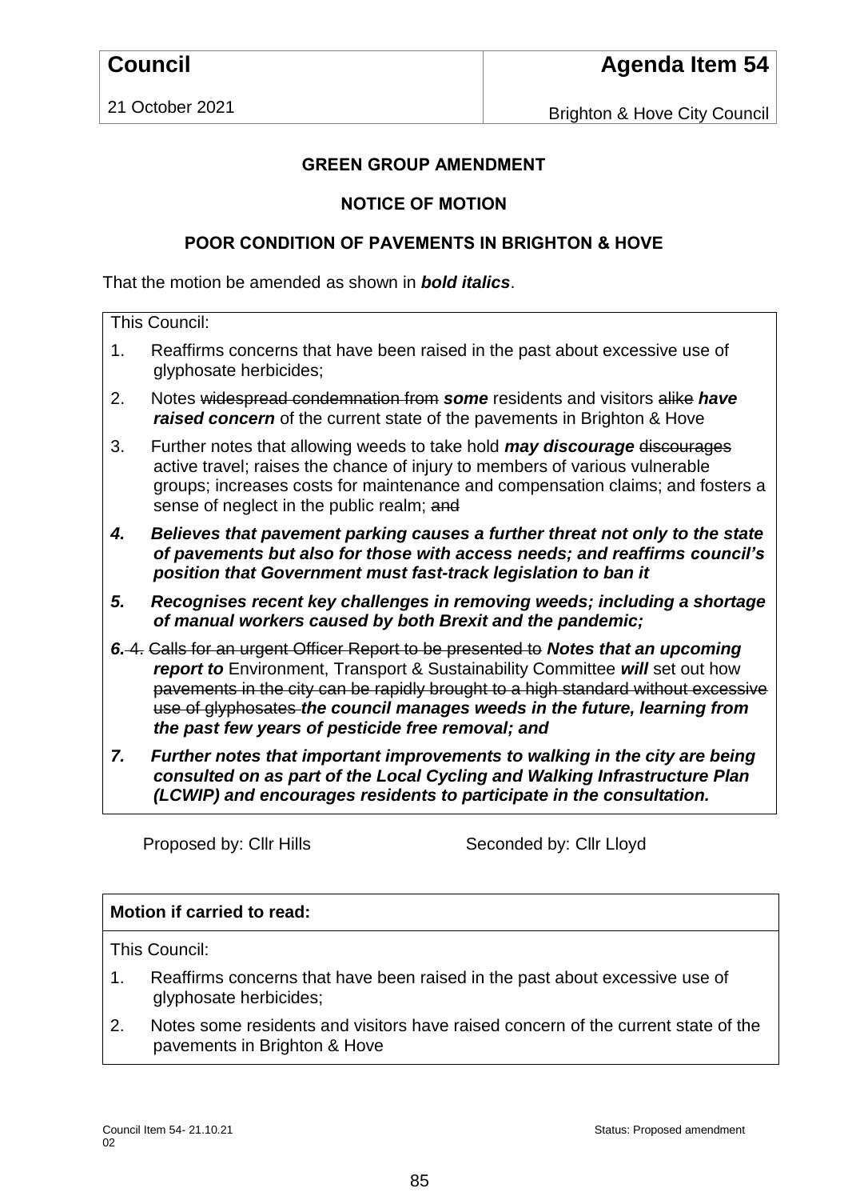| **Council** | **Agenda Item 54** |
|---|---|
| 21 October 2021 | Brighton & Hove City Council |

**GREEN GROUP AMENDMENT**

**NOTICE OF MOTION**

**POOR CONDITION OF PAVEMENTS IN BRIGHTON & HOVE**

That the motion be amended as shown in ***bold italics***.

This Council:

1. Reaffirms concerns that have been raised in the past about excessive use of glyphosate herbicides;
2. Notes ~~widespread condemnation from~~ ***some*** residents and visitors ~~alike~~ ***have raised concern*** of the current state of the pavements in Brighton & Hove
3. Further notes that allowing weeds to take hold ***may discourage*** ~~discourages~~ active travel; raises the chance of injury to members of various vulnerable groups; increases costs for maintenance and compensation claims; and fosters a sense of neglect in the public realm; ~~and~~

***4. Believes that pavement parking causes a further threat not only to the state of pavements but also for those with access needs; and reaffirms council's position that Government must fast-track legislation to ban it***

***5. Recognises recent key challenges in removing weeds; including a shortage of manual workers caused by both Brexit and the pandemic;***

***6.*** ~~4.~~ ~~Calls for an urgent Officer Report to be presented to~~ ***Notes that an upcoming report to*** Environment, Transport & Sustainability Committee ***will*** set out how ~~pavements in the city can be rapidly brought to a high standard without excessive use of glyphosates~~ ***the council manages weeds in the future, learning from the past few years of pesticide free removal; and***

***7. Further notes that important improvements to walking in the city are being consulted on as part of the Local Cycling and Walking Infrastructure Plan (LCWIP) and encourages residents to participate in the consultation.***

Proposed by: Cllr Hills Seconded by: Cllr Lloyd

**Motion if carried to read:**

This Council:

1. Reaffirms concerns that have been raised in the past about excessive use of glyphosate herbicides;
2. Notes some residents and visitors have raised concern of the current state of the pavements in Brighton & Hove

Council Item 54- 21.10.21 02 Status: Proposed amendment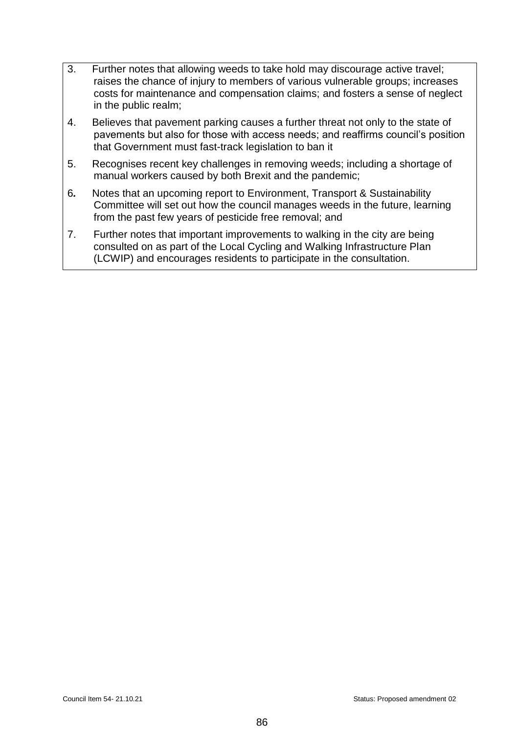3. Further notes that allowing weeds to take hold may discourage active travel; raises the chance of injury to members of various vulnerable groups; increases costs for maintenance and compensation claims; and fosters a sense of neglect in the public realm;

4. Believes that pavement parking causes a further threat not only to the state of pavements but also for those with access needs; and reaffirms council's position that Government must fast-track legislation to ban it

5. Recognises recent key challenges in removing weeds; including a shortage of manual workers caused by both Brexit and the pandemic;

6. Notes that an upcoming report to Environment, Transport & Sustainability Committee will set out how the council manages weeds in the future, learning from the past few years of pesticide free removal; and

7. Further notes that important improvements to walking in the city are being consulted on as part of the Local Cycling and Walking Infrastructure Plan (LCWIP) and encourages residents to participate in the consultation.